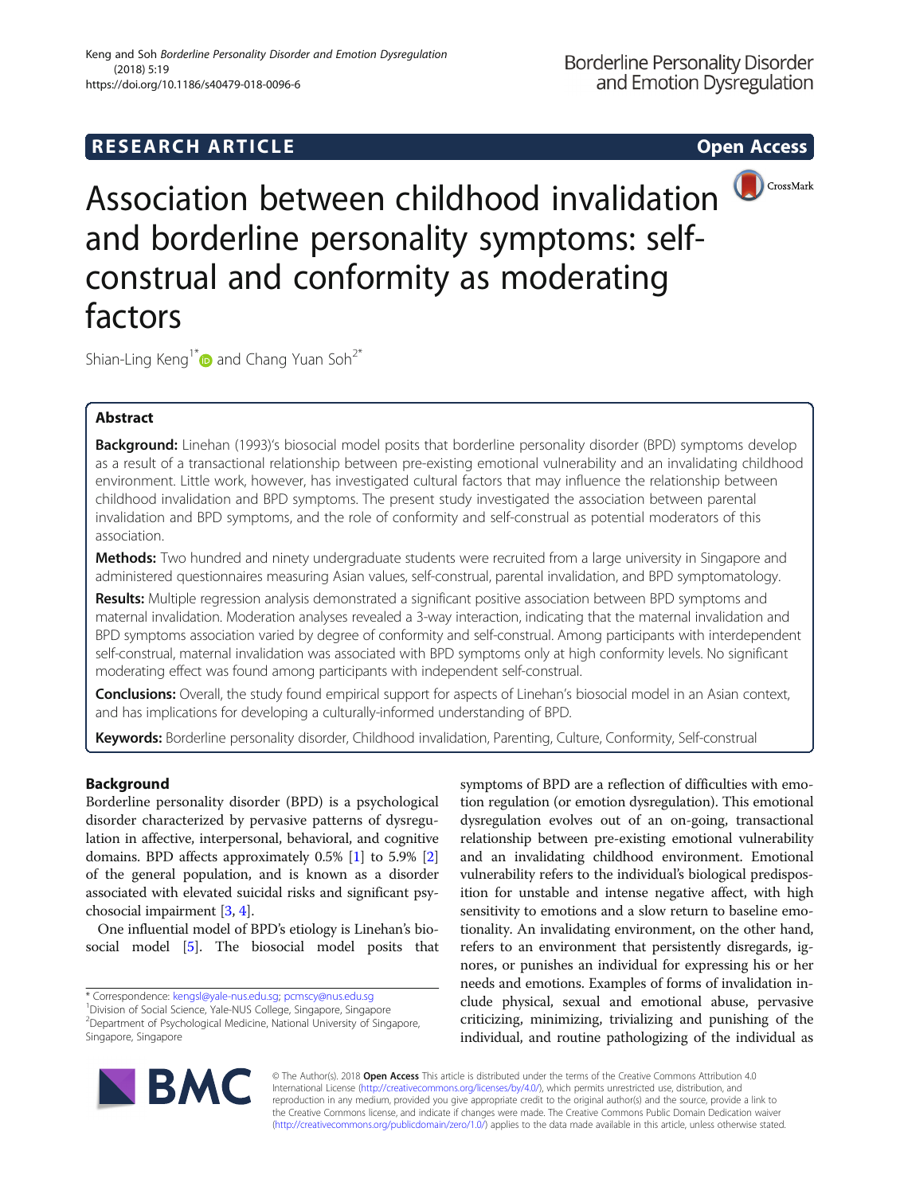RESEARCH ARTICLE

Open Access

# Association between childhood invalidation and borderline personality symptoms: self-construal and conformity as moderating factors

Shian-Ling Keng[1*] and Chang Yuan Soh[2*]

## Abstract

**Background:** Linehan (1993)'s biosocial model posits that borderline personality disorder (BPD) symptoms develop as a result of a transactional relationship between pre-existing emotional vulnerability and an invalidating childhood environment. Little work, however, has investigated cultural factors that may influence the relationship between childhood invalidation and BPD symptoms. The present study investigated the association between parental invalidation and BPD symptoms, and the role of conformity and self-construal as potential moderators of this association.

**Methods:** Two hundred and ninety undergraduate students were recruited from a large university in Singapore and administered questionnaires measuring Asian values, self-construal, parental invalidation, and BPD symptomatology.

**Results:** Multiple regression analysis demonstrated a significant positive association between BPD symptoms and maternal invalidation. Moderation analyses revealed a 3-way interaction, indicating that the maternal invalidation and BPD symptoms association varied by degree of conformity and self-construal. Among participants with interdependent self-construal, maternal invalidation was associated with BPD symptoms only at high conformity levels. No significant moderating effect was found among participants with independent self-construal.

**Conclusions:** Overall, the study found empirical support for aspects of Linehan's biosocial model in an Asian context, and has implications for developing a culturally-informed understanding of BPD.

**Keywords:** Borderline personality disorder, Childhood invalidation, Parenting, Culture, Conformity, Self-construal

## Background

Borderline personality disorder (BPD) is a psychological disorder characterized by pervasive patterns of dysregulation in affective, interpersonal, behavioral, and cognitive domains. BPD affects approximately 0.5% [1] to 5.9% [2] of the general population, and is known as a disorder associated with elevated suicidal risks and significant psychosocial impairment [3, 4].

One influential model of BPD's etiology is Linehan's biosocial model [5]. The biosocial model posits that symptoms of BPD are a reflection of difficulties with emotion regulation (or emotion dysregulation). This emotional dysregulation evolves out of an on-going, transactional relationship between pre-existing emotional vulnerability and an invalidating childhood environment. Emotional vulnerability refers to the individual's biological predisposition for unstable and intense negative affect, with high sensitivity to emotions and a slow return to baseline emotionality. An invalidating environment, on the other hand, refers to an environment that persistently disregards, ignores, or punishes an individual for expressing his or her needs and emotions. Examples of forms of invalidation include physical, sexual and emotional abuse, pervasive criticizing, minimizing, trivializing and punishing of the individual, and routine pathologizing of the individual as

* Correspondence: kengsl@yale-nus.edu.sg; pcmscy@nus.edu.sg
[1]Division of Social Science, Yale-NUS College, Singapore, Singapore
[2]Department of Psychological Medicine, National University of Singapore, Singapore, Singapore

© The Author(s). 2018 **Open Access** This article is distributed under the terms of the Creative Commons Attribution 4.0 International License (http://creativecommons.org/licenses/by/4.0/), which permits unrestricted use, distribution, and reproduction in any medium, provided you give appropriate credit to the original author(s) and the source, provide a link to the Creative Commons license, and indicate if changes were made. The Creative Commons Public Domain Dedication waiver (http://creativecommons.org/publicdomain/zero/1.0/) applies to the data made available in this article, unless otherwise stated.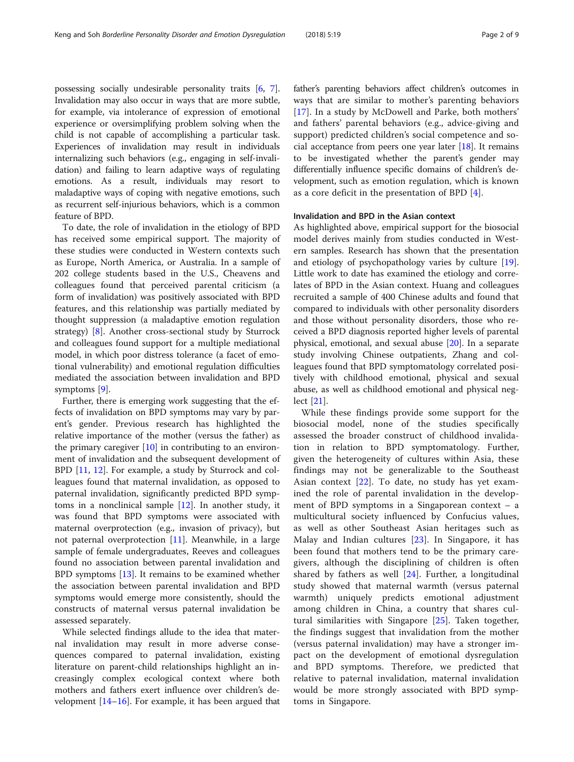possessing socially undesirable personality traits [6, 7]. Invalidation may also occur in ways that are more subtle, for example, via intolerance of expression of emotional experience or oversimplifying problem solving when the child is not capable of accomplishing a particular task. Experiences of invalidation may result in individuals internalizing such behaviors (e.g., engaging in self-invalidation) and failing to learn adaptive ways of regulating emotions. As a result, individuals may resort to maladaptive ways of coping with negative emotions, such as recurrent self-injurious behaviors, which is a common feature of BPD.

To date, the role of invalidation in the etiology of BPD has received some empirical support. The majority of these studies were conducted in Western contexts such as Europe, North America, or Australia. In a sample of 202 college students based in the U.S., Cheavens and colleagues found that perceived parental criticism (a form of invalidation) was positively associated with BPD features, and this relationship was partially mediated by thought suppression (a maladaptive emotion regulation strategy) [8]. Another cross-sectional study by Sturrock and colleagues found support for a multiple mediational model, in which poor distress tolerance (a facet of emotional vulnerability) and emotional regulation difficulties mediated the association between invalidation and BPD symptoms [9].

Further, there is emerging work suggesting that the effects of invalidation on BPD symptoms may vary by parent's gender. Previous research has highlighted the relative importance of the mother (versus the father) as the primary caregiver [10] in contributing to an environment of invalidation and the subsequent development of BPD [11, 12]. For example, a study by Sturrock and colleagues found that maternal invalidation, as opposed to paternal invalidation, significantly predicted BPD symptoms in a nonclinical sample [12]. In another study, it was found that BPD symptoms were associated with maternal overprotection (e.g., invasion of privacy), but not paternal overprotection [11]. Meanwhile, in a large sample of female undergraduates, Reeves and colleagues found no association between parental invalidation and BPD symptoms [13]. It remains to be examined whether the association between parental invalidation and BPD symptoms would emerge more consistently, should the constructs of maternal versus paternal invalidation be assessed separately.

While selected findings allude to the idea that maternal invalidation may result in more adverse consequences compared to paternal invalidation, existing literature on parent-child relationships highlight an increasingly complex ecological context where both mothers and fathers exert influence over children's development [14–16]. For example, it has been argued that father's parenting behaviors affect children's outcomes in ways that are similar to mother's parenting behaviors [17]. In a study by McDowell and Parke, both mothers' and fathers' parental behaviors (e.g., advice-giving and support) predicted children's social competence and social acceptance from peers one year later [18]. It remains to be investigated whether the parent's gender may differentially influence specific domains of children's development, such as emotion regulation, which is known as a core deficit in the presentation of BPD [4].

### Invalidation and BPD in the Asian context

As highlighted above, empirical support for the biosocial model derives mainly from studies conducted in Western samples. Research has shown that the presentation and etiology of psychopathology varies by culture [19]. Little work to date has examined the etiology and correlates of BPD in the Asian context. Huang and colleagues recruited a sample of 400 Chinese adults and found that compared to individuals with other personality disorders and those without personality disorders, those who received a BPD diagnosis reported higher levels of parental physical, emotional, and sexual abuse [20]. In a separate study involving Chinese outpatients, Zhang and colleagues found that BPD symptomatology correlated positively with childhood emotional, physical and sexual abuse, as well as childhood emotional and physical neglect [21].

While these findings provide some support for the biosocial model, none of the studies specifically assessed the broader construct of childhood invalidation in relation to BPD symptomatology. Further, given the heterogeneity of cultures within Asia, these findings may not be generalizable to the Southeast Asian context [22]. To date, no study has yet examined the role of parental invalidation in the development of BPD symptoms in a Singaporean context – a multicultural society influenced by Confucius values, as well as other Southeast Asian heritages such as Malay and Indian cultures [23]. In Singapore, it has been found that mothers tend to be the primary caregivers, although the disciplining of children is often shared by fathers as well [24]. Further, a longitudinal study showed that maternal warmth (versus paternal warmth) uniquely predicts emotional adjustment among children in China, a country that shares cultural similarities with Singapore [25]. Taken together, the findings suggest that invalidation from the mother (versus paternal invalidation) may have a stronger impact on the development of emotional dysregulation and BPD symptoms. Therefore, we predicted that relative to paternal invalidation, maternal invalidation would be more strongly associated with BPD symptoms in Singapore.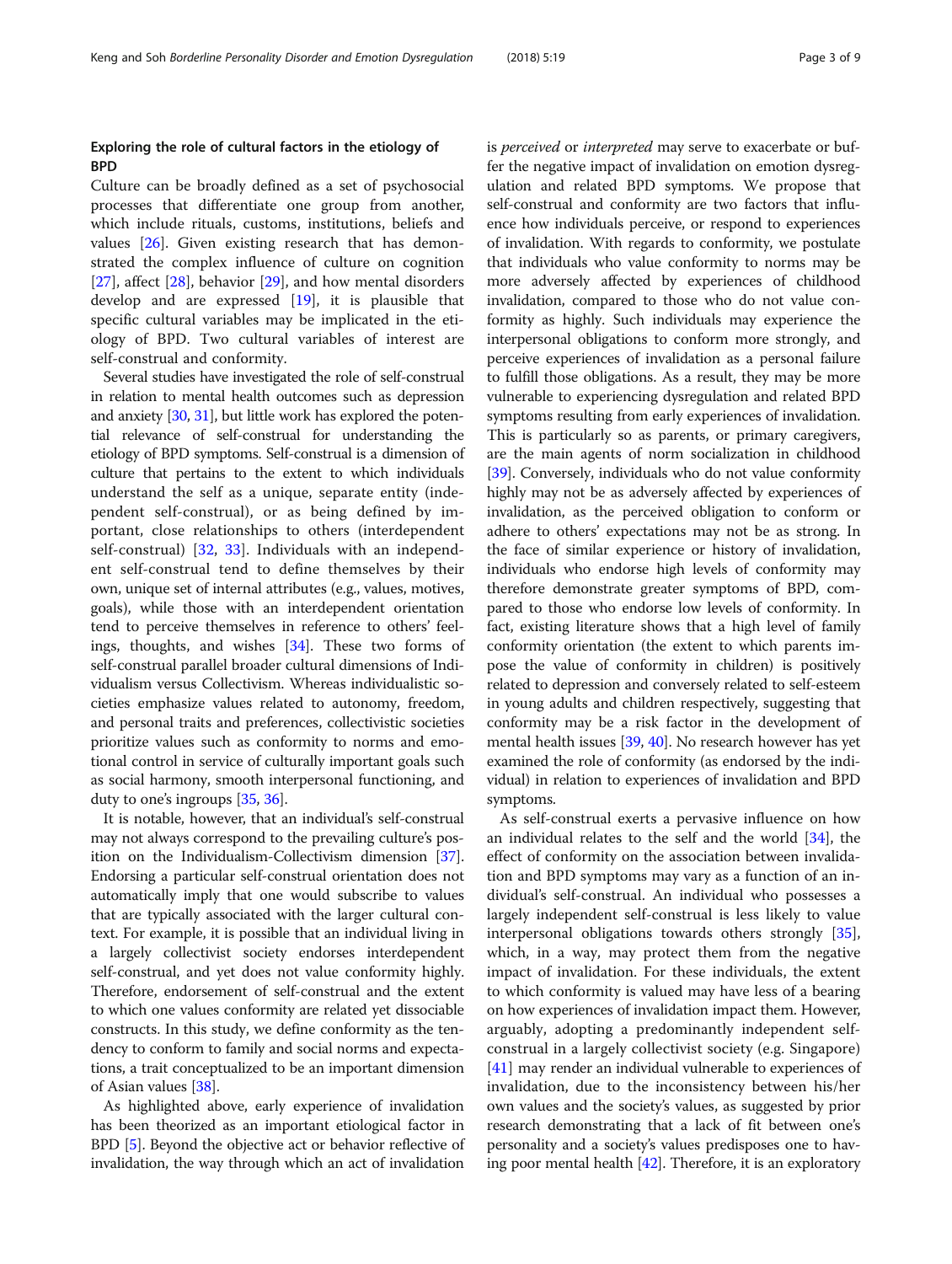### Exploring the role of cultural factors in the etiology of BPD

Culture can be broadly defined as a set of psychosocial processes that differentiate one group from another, which include rituals, customs, institutions, beliefs and values [26]. Given existing research that has demonstrated the complex influence of culture on cognition [27], affect [28], behavior [29], and how mental disorders develop and are expressed [19], it is plausible that specific cultural variables may be implicated in the etiology of BPD. Two cultural variables of interest are self-construal and conformity.

Several studies have investigated the role of self-construal in relation to mental health outcomes such as depression and anxiety [30, 31], but little work has explored the potential relevance of self-construal for understanding the etiology of BPD symptoms. Self-construal is a dimension of culture that pertains to the extent to which individuals understand the self as a unique, separate entity (independent self-construal), or as being defined by important, close relationships to others (interdependent self-construal) [32, 33]. Individuals with an independent self-construal tend to define themselves by their own, unique set of internal attributes (e.g., values, motives, goals), while those with an interdependent orientation tend to perceive themselves in reference to others' feelings, thoughts, and wishes [34]. These two forms of self-construal parallel broader cultural dimensions of Individualism versus Collectivism. Whereas individualistic societies emphasize values related to autonomy, freedom, and personal traits and preferences, collectivistic societies prioritize values such as conformity to norms and emotional control in service of culturally important goals such as social harmony, smooth interpersonal functioning, and duty to one's ingroups [35, 36].

It is notable, however, that an individual's self-construal may not always correspond to the prevailing culture's position on the Individualism-Collectivism dimension [37]. Endorsing a particular self-construal orientation does not automatically imply that one would subscribe to values that are typically associated with the larger cultural context. For example, it is possible that an individual living in a largely collectivist society endorses interdependent self-construal, and yet does not value conformity highly. Therefore, endorsement of self-construal and the extent to which one values conformity are related yet dissociable constructs. In this study, we define conformity as the tendency to conform to family and social norms and expectations, a trait conceptualized to be an important dimension of Asian values [38].

As highlighted above, early experience of invalidation has been theorized as an important etiological factor in BPD [5]. Beyond the objective act or behavior reflective of invalidation, the way through which an act of invalidation is *perceived* or *interpreted* may serve to exacerbate or buffer the negative impact of invalidation on emotion dysregulation and related BPD symptoms. We propose that self-construal and conformity are two factors that influence how individuals perceive, or respond to experiences of invalidation. With regards to conformity, we postulate that individuals who value conformity to norms may be more adversely affected by experiences of childhood invalidation, compared to those who do not value conformity as highly. Such individuals may experience the interpersonal obligations to conform more strongly, and perceive experiences of invalidation as a personal failure to fulfill those obligations. As a result, they may be more vulnerable to experiencing dysregulation and related BPD symptoms resulting from early experiences of invalidation. This is particularly so as parents, or primary caregivers, are the main agents of norm socialization in childhood [39]. Conversely, individuals who do not value conformity highly may not be as adversely affected by experiences of invalidation, as the perceived obligation to conform or adhere to others' expectations may not be as strong. In the face of similar experience or history of invalidation, individuals who endorse high levels of conformity may therefore demonstrate greater symptoms of BPD, compared to those who endorse low levels of conformity. In fact, existing literature shows that a high level of family conformity orientation (the extent to which parents impose the value of conformity in children) is positively related to depression and conversely related to self-esteem in young adults and children respectively, suggesting that conformity may be a risk factor in the development of mental health issues [39, 40]. No research however has yet examined the role of conformity (as endorsed by the individual) in relation to experiences of invalidation and BPD symptoms.

As self-construal exerts a pervasive influence on how an individual relates to the self and the world [34], the effect of conformity on the association between invalidation and BPD symptoms may vary as a function of an individual's self-construal. An individual who possesses a largely independent self-construal is less likely to value interpersonal obligations towards others strongly [35], which, in a way, may protect them from the negative impact of invalidation. For these individuals, the extent to which conformity is valued may have less of a bearing on how experiences of invalidation impact them. However, arguably, adopting a predominantly independent self-construal in a largely collectivist society (e.g. Singapore) [41] may render an individual vulnerable to experiences of invalidation, due to the inconsistency between his/her own values and the society's values, as suggested by prior research demonstrating that a lack of fit between one's personality and a society's values predisposes one to having poor mental health [42]. Therefore, it is an exploratory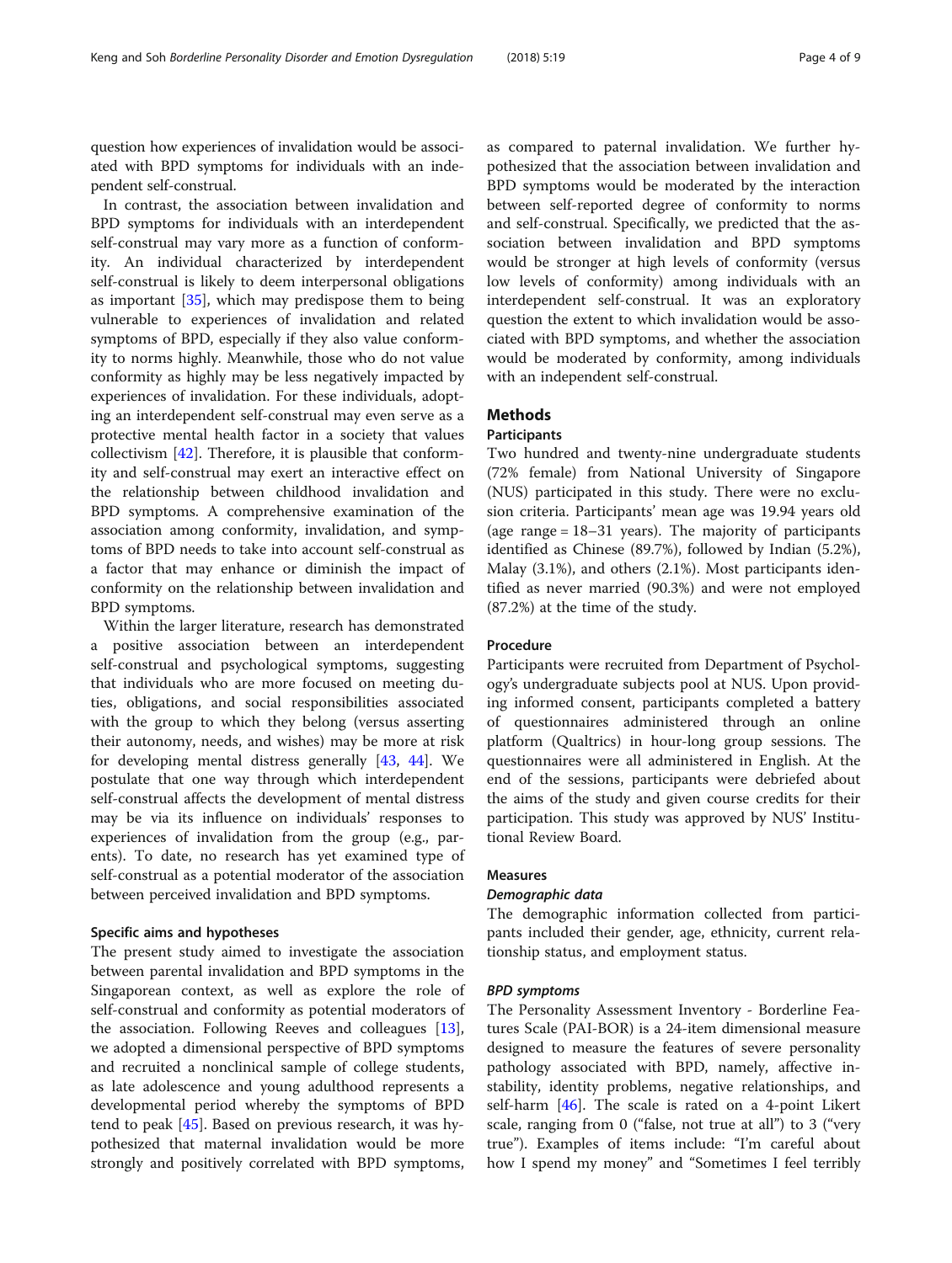question how experiences of invalidation would be associated with BPD symptoms for individuals with an independent self-construal.

In contrast, the association between invalidation and BPD symptoms for individuals with an interdependent self-construal may vary more as a function of conformity. An individual characterized by interdependent self-construal is likely to deem interpersonal obligations as important [35], which may predispose them to being vulnerable to experiences of invalidation and related symptoms of BPD, especially if they also value conformity to norms highly. Meanwhile, those who do not value conformity as highly may be less negatively impacted by experiences of invalidation. For these individuals, adopting an interdependent self-construal may even serve as a protective mental health factor in a society that values collectivism [42]. Therefore, it is plausible that conformity and self-construal may exert an interactive effect on the relationship between childhood invalidation and BPD symptoms. A comprehensive examination of the association among conformity, invalidation, and symptoms of BPD needs to take into account self-construal as a factor that may enhance or diminish the impact of conformity on the relationship between invalidation and BPD symptoms.

Within the larger literature, research has demonstrated a positive association between an interdependent self-construal and psychological symptoms, suggesting that individuals who are more focused on meeting duties, obligations, and social responsibilities associated with the group to which they belong (versus asserting their autonomy, needs, and wishes) may be more at risk for developing mental distress generally [43, 44]. We postulate that one way through which interdependent self-construal affects the development of mental distress may be via its influence on individuals' responses to experiences of invalidation from the group (e.g., parents). To date, no research has yet examined type of self-construal as a potential moderator of the association between perceived invalidation and BPD symptoms.

### Specific aims and hypotheses

The present study aimed to investigate the association between parental invalidation and BPD symptoms in the Singaporean context, as well as explore the role of self-construal and conformity as potential moderators of the association. Following Reeves and colleagues [13], we adopted a dimensional perspective of BPD symptoms and recruited a nonclinical sample of college students, as late adolescence and young adulthood represents a developmental period whereby the symptoms of BPD tend to peak [45]. Based on previous research, it was hypothesized that maternal invalidation would be more strongly and positively correlated with BPD symptoms, as compared to paternal invalidation. We further hypothesized that the association between invalidation and BPD symptoms would be moderated by the interaction between self-reported degree of conformity to norms and self-construal. Specifically, we predicted that the association between invalidation and BPD symptoms would be stronger at high levels of conformity (versus low levels of conformity) among individuals with an interdependent self-construal. It was an exploratory question the extent to which invalidation would be associated with BPD symptoms, and whether the association would be moderated by conformity, among individuals with an independent self-construal.

## Methods

### Participants

Two hundred and twenty-nine undergraduate students (72% female) from National University of Singapore (NUS) participated in this study. There were no exclusion criteria. Participants' mean age was 19.94 years old (age range = 18–31 years). The majority of participants identified as Chinese (89.7%), followed by Indian (5.2%), Malay (3.1%), and others (2.1%). Most participants identified as never married (90.3%) and were not employed (87.2%) at the time of the study.

### Procedure

Participants were recruited from Department of Psychology's undergraduate subjects pool at NUS. Upon providing informed consent, participants completed a battery of questionnaires administered through an online platform (Qualtrics) in hour-long group sessions. The questionnaires were all administered in English. At the end of the sessions, participants were debriefed about the aims of the study and given course credits for their participation. This study was approved by NUS' Institutional Review Board.

### Measures

#### *Demographic data*

The demographic information collected from participants included their gender, age, ethnicity, current relationship status, and employment status.

#### *BPD symptoms*

The Personality Assessment Inventory - Borderline Features Scale (PAI-BOR) is a 24-item dimensional measure designed to measure the features of severe personality pathology associated with BPD, namely, affective instability, identity problems, negative relationships, and self-harm [46]. The scale is rated on a 4-point Likert scale, ranging from 0 ("false, not true at all") to 3 ("very true"). Examples of items include: "I'm careful about how I spend my money" and "Sometimes I feel terribly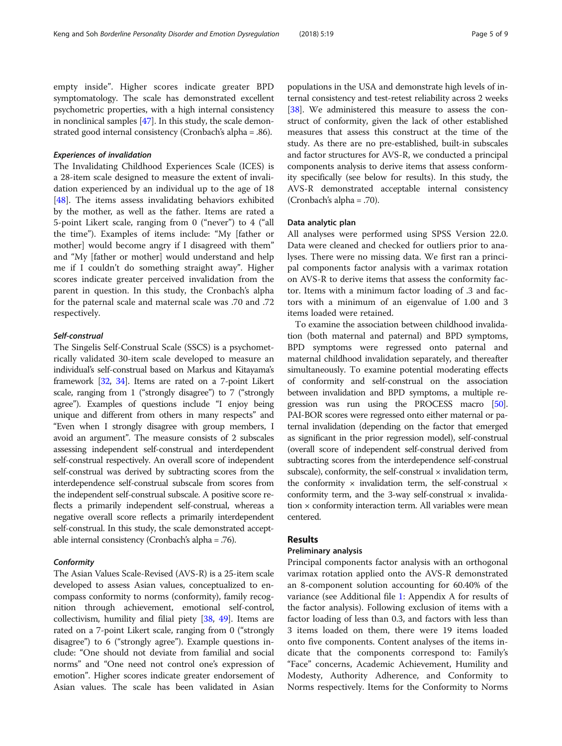empty inside". Higher scores indicate greater BPD symptomatology. The scale has demonstrated excellent psychometric properties, with a high internal consistency in nonclinical samples [47]. In this study, the scale demonstrated good internal consistency (Cronbach's alpha = .86).

#### *Experiences of invalidation*

The Invalidating Childhood Experiences Scale (ICES) is a 28-item scale designed to measure the extent of invalidation experienced by an individual up to the age of 18 [48]. The items assess invalidating behaviors exhibited by the mother, as well as the father. Items are rated a 5-point Likert scale, ranging from 0 ("never") to 4 ("all the time"). Examples of items include: "My [father or mother] would become angry if I disagreed with them" and "My [father or mother] would understand and help me if I couldn't do something straight away". Higher scores indicate greater perceived invalidation from the parent in question. In this study, the Cronbach's alpha for the paternal scale and maternal scale was .70 and .72 respectively.

#### *Self-construal*

The Singelis Self-Construal Scale (SSCS) is a psychometrically validated 30-item scale developed to measure an individual's self-construal based on Markus and Kitayama's framework [32, 34]. Items are rated on a 7-point Likert scale, ranging from 1 ("strongly disagree") to 7 ("strongly agree"). Examples of questions include "I enjoy being unique and different from others in many respects" and "Even when I strongly disagree with group members, I avoid an argument". The measure consists of 2 subscales assessing independent self-construal and interdependent self-construal respectively. An overall score of independent self-construal was derived by subtracting scores from the interdependence self-construal subscale from scores from the independent self-construal subscale. A positive score reflects a primarily independent self-construal, whereas a negative overall score reflects a primarily interdependent self-construal. In this study, the scale demonstrated acceptable internal consistency (Cronbach's alpha = .76).

#### *Conformity*

The Asian Values Scale-Revised (AVS-R) is a 25-item scale developed to assess Asian values, conceptualized to encompass conformity to norms (conformity), family recognition through achievement, emotional self-control, collectivism, humility and filial piety [38, 49]. Items are rated on a 7-point Likert scale, ranging from 0 ("strongly disagree") to 6 ("strongly agree"). Example questions include: "One should not deviate from familial and social norms" and "One need not control one's expression of emotion". Higher scores indicate greater endorsement of Asian values. The scale has been validated in Asian populations in the USA and demonstrate high levels of internal consistency and test-retest reliability across 2 weeks [38]. We administered this measure to assess the construct of conformity, given the lack of other established measures that assess this construct at the time of the study. As there are no pre-established, built-in subscales and factor structures for AVS-R, we conducted a principal components analysis to derive items that assess conformity specifically (see below for results). In this study, the AVS-R demonstrated acceptable internal consistency (Cronbach's alpha = .70).

### Data analytic plan

All analyses were performed using SPSS Version 22.0. Data were cleaned and checked for outliers prior to analyses. There were no missing data. We first ran a principal components factor analysis with a varimax rotation on AVS-R to derive items that assess the conformity factor. Items with a minimum factor loading of .3 and factors with a minimum of an eigenvalue of 1.00 and 3 items loaded were retained.

To examine the association between childhood invalidation (both maternal and paternal) and BPD symptoms, BPD symptoms were regressed onto paternal and maternal childhood invalidation separately, and thereafter simultaneously. To examine potential moderating effects of conformity and self-construal on the association between invalidation and BPD symptoms, a multiple regression was run using the PROCESS macro [50]. PAI-BOR scores were regressed onto either maternal or paternal invalidation (depending on the factor that emerged as significant in the prior regression model), self-construal (overall score of independent self-construal derived from subtracting scores from the interdependence self-construal subscale), conformity, the self-construal × invalidation term, the conformity × invalidation term, the self-construal × conformity term, and the 3-way self-construal × invalidation × conformity interaction term. All variables were mean centered.

## Results

### Preliminary analysis

Principal components factor analysis with an orthogonal varimax rotation applied onto the AVS-R demonstrated an 8-component solution accounting for 60.40% of the variance (see Additional file 1: Appendix A for results of the factor analysis). Following exclusion of items with a factor loading of less than 0.3, and factors with less than 3 items loaded on them, there were 19 items loaded onto five components. Content analyses of the items indicate that the components correspond to: Family's "Face" concerns, Academic Achievement, Humility and Modesty, Authority Adherence, and Conformity to Norms respectively. Items for the Conformity to Norms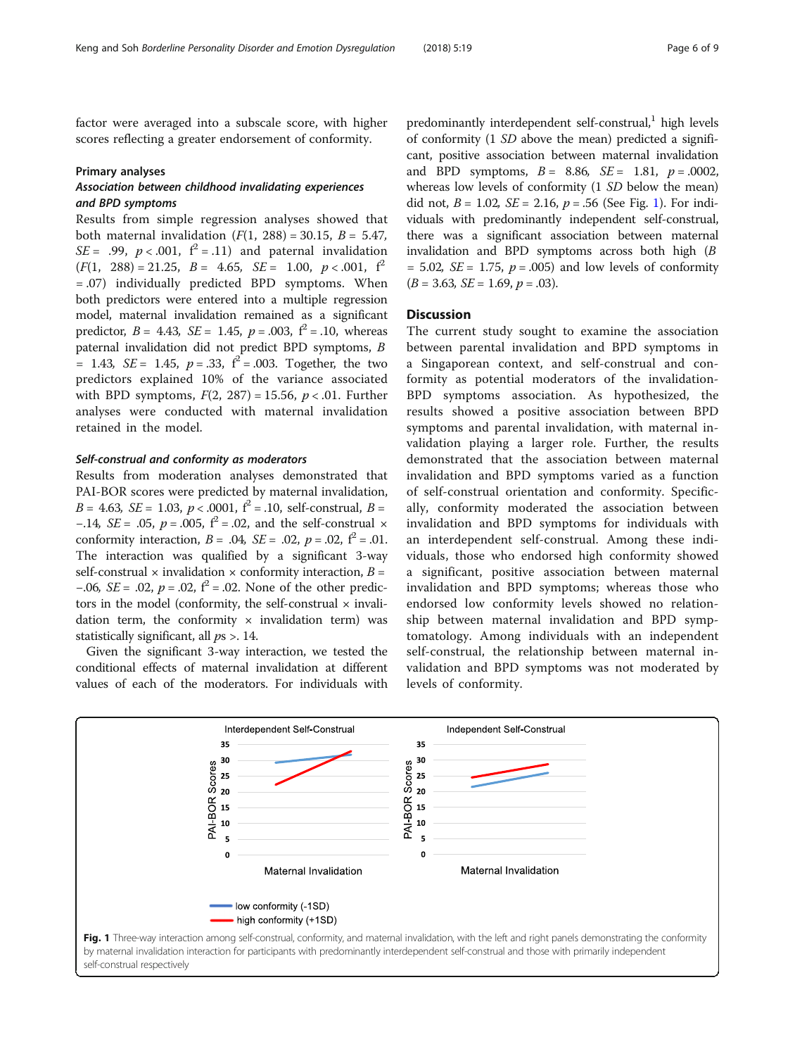factor were averaged into a subscale score, with higher scores reflecting a greater endorsement of conformity.

### Primary analyses

#### *Association between childhood invalidating experiences and BPD symptoms*

Results from simple regression analyses showed that both maternal invalidation ($F(1, 288) = 30.15$, $B = 5.47$, $SE = .99$, $p < .001$, $f^2 = .11$) and paternal invalidation ($F(1, 288) = 21.25$, $B = 4.65$, $SE = 1.00$, $p < .001$, $f^2 = .07$) individually predicted BPD symptoms. When both predictors were entered into a multiple regression model, maternal invalidation remained as a significant predictor, $B = 4.43$, $SE = 1.45$, $p = .003$, $f^2 = .10$, whereas paternal invalidation did not predict BPD symptoms, $B = 1.43$, $SE = 1.45$, $p = .33$, $f^2 = .003$. Together, the two predictors explained 10% of the variance associated with BPD symptoms, $F(2, 287) = 15.56$, $p < .01$. Further analyses were conducted with maternal invalidation retained in the model.

#### *Self-construal and conformity as moderators*

Results from moderation analyses demonstrated that PAI-BOR scores were predicted by maternal invalidation, $B = 4.63$, $SE = 1.03$, $p < .0001$, $f^2 = .10$, self-construal, $B = -.14$, $SE = .05$, $p = .005$, $f^2 = .02$, and the self-construal × conformity interaction, $B = .04$, $SE = .02$, $p = .02$, $f^2 = .01$. The interaction was qualified by a significant 3-way self-construal × invalidation × conformity interaction, $B = -.06$, $SE = .02$, $p = .02$, $f^2 = .02$. None of the other predictors in the model (conformity, the self-construal × invalidation term, the conformity × invalidation term) was statistically significant, all $ps > .14$.

Given the significant 3-way interaction, we tested the conditional effects of maternal invalidation at different values of each of the moderators. For individuals with predominantly interdependent self-construal,[1] high levels of conformity (1 *SD* above the mean) predicted a significant, positive association between maternal invalidation and BPD symptoms, $B = 8.86$, $SE = 1.81$, $p = .0002$, whereas low levels of conformity (1 *SD* below the mean) did not, $B = 1.02$, $SE = 2.16$, $p = .56$ (See Fig. 1). For individuals with predominantly independent self-construal, there was a significant association between maternal invalidation and BPD symptoms across both high ($B = 5.02$, $SE = 1.75$, $p = .005$) and low levels of conformity ($B = 3.63$, $SE = 1.69$, $p = .03$).

## Discussion

The current study sought to examine the association between parental invalidation and BPD symptoms in a Singaporean context, and self-construal and conformity as potential moderators of the invalidation-BPD symptoms association. As hypothesized, the results showed a positive association between BPD symptoms and parental invalidation, with maternal invalidation playing a larger role. Further, the results demonstrated that the association between maternal invalidation and BPD symptoms varied as a function of self-construal orientation and conformity. Specifically, conformity moderated the association between invalidation and BPD symptoms for individuals with an interdependent self-construal. Among these individuals, those who endorsed high conformity showed a significant, positive association between maternal invalidation and BPD symptoms; whereas those who endorsed low conformity levels showed no relationship between maternal invalidation and BPD symptomatology. Among individuals with an independent self-construal, the relationship between maternal invalidation and BPD symptoms was not moderated by levels of conformity.

**Fig. 1** Three-way interaction among self-construal, conformity, and maternal invalidation, with the left and right panels demonstrating the conformity by maternal invalidation interaction for participants with predominantly interdependent self-construal and those with primarily independent self-construal respectively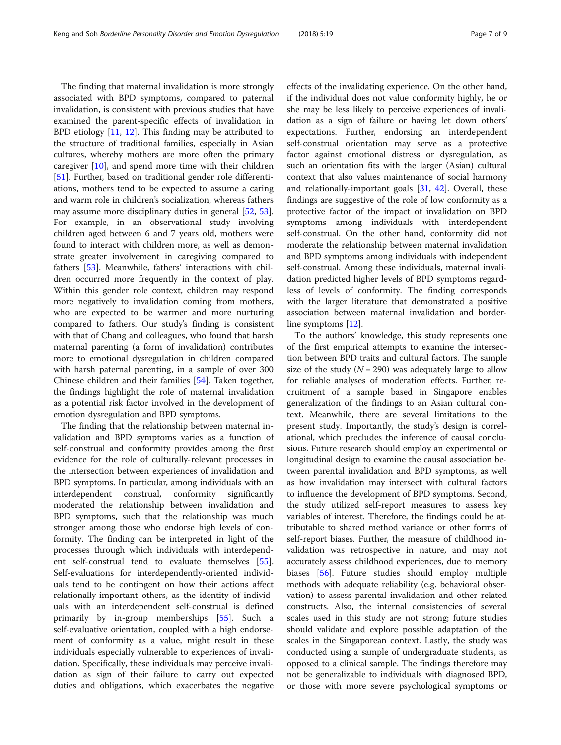The finding that maternal invalidation is more strongly associated with BPD symptoms, compared to paternal invalidation, is consistent with previous studies that have examined the parent-specific effects of invalidation in BPD etiology [11, 12]. This finding may be attributed to the structure of traditional families, especially in Asian cultures, whereby mothers are more often the primary caregiver [10], and spend more time with their children [51]. Further, based on traditional gender role differentiations, mothers tend to be expected to assume a caring and warm role in children's socialization, whereas fathers may assume more disciplinary duties in general [52, 53]. For example, in an observational study involving children aged between 6 and 7 years old, mothers were found to interact with children more, as well as demonstrate greater involvement in caregiving compared to fathers [53]. Meanwhile, fathers' interactions with children occurred more frequently in the context of play. Within this gender role context, children may respond more negatively to invalidation coming from mothers, who are expected to be warmer and more nurturing compared to fathers. Our study's finding is consistent with that of Chang and colleagues, who found that harsh maternal parenting (a form of invalidation) contributes more to emotional dysregulation in children compared with harsh paternal parenting, in a sample of over 300 Chinese children and their families [54]. Taken together, the findings highlight the role of maternal invalidation as a potential risk factor involved in the development of emotion dysregulation and BPD symptoms.

The finding that the relationship between maternal invalidation and BPD symptoms varies as a function of self-construal and conformity provides among the first evidence for the role of culturally-relevant processes in the intersection between experiences of invalidation and BPD symptoms. In particular, among individuals with an interdependent construal, conformity significantly moderated the relationship between invalidation and BPD symptoms, such that the relationship was much stronger among those who endorse high levels of conformity. The finding can be interpreted in light of the processes through which individuals with interdependent self-construal tend to evaluate themselves [55]. Self-evaluations for interdependently-oriented individuals tend to be contingent on how their actions affect relationally-important others, as the identity of individuals with an interdependent self-construal is defined primarily by in-group memberships [55]. Such a self-evaluative orientation, coupled with a high endorsement of conformity as a value, might result in these individuals especially vulnerable to experiences of invalidation. Specifically, these individuals may perceive invalidation as sign of their failure to carry out expected duties and obligations, which exacerbates the negative effects of the invalidating experience. On the other hand, if the individual does not value conformity highly, he or she may be less likely to perceive experiences of invalidation as a sign of failure or having let down others' expectations. Further, endorsing an interdependent self-construal orientation may serve as a protective factor against emotional distress or dysregulation, as such an orientation fits with the larger (Asian) cultural context that also values maintenance of social harmony and relationally-important goals [31, 42]. Overall, these findings are suggestive of the role of low conformity as a protective factor of the impact of invalidation on BPD symptoms among individuals with interdependent self-construal. On the other hand, conformity did not moderate the relationship between maternal invalidation and BPD symptoms among individuals with independent self-construal. Among these individuals, maternal invalidation predicted higher levels of BPD symptoms regardless of levels of conformity. The finding corresponds with the larger literature that demonstrated a positive association between maternal invalidation and borderline symptoms [12].

To the authors' knowledge, this study represents one of the first empirical attempts to examine the intersection between BPD traits and cultural factors. The sample size of the study ($N = 290$) was adequately large to allow for reliable analyses of moderation effects. Further, recruitment of a sample based in Singapore enables generalization of the findings to an Asian cultural context. Meanwhile, there are several limitations to the present study. Importantly, the study's design is correlational, which precludes the inference of causal conclusions. Future research should employ an experimental or longitudinal design to examine the causal association between parental invalidation and BPD symptoms, as well as how invalidation may intersect with cultural factors to influence the development of BPD symptoms. Second, the study utilized self-report measures to assess key variables of interest. Therefore, the findings could be attributable to shared method variance or other forms of self-report biases. Further, the measure of childhood invalidation was retrospective in nature, and may not accurately assess childhood experiences, due to memory biases [56]. Future studies should employ multiple methods with adequate reliability (e.g. behavioral observation) to assess parental invalidation and other related constructs. Also, the internal consistencies of several scales used in this study are not strong; future studies should validate and explore possible adaptation of the scales in the Singaporean context. Lastly, the study was conducted using a sample of undergraduate students, as opposed to a clinical sample. The findings therefore may not be generalizable to individuals with diagnosed BPD, or those with more severe psychological symptoms or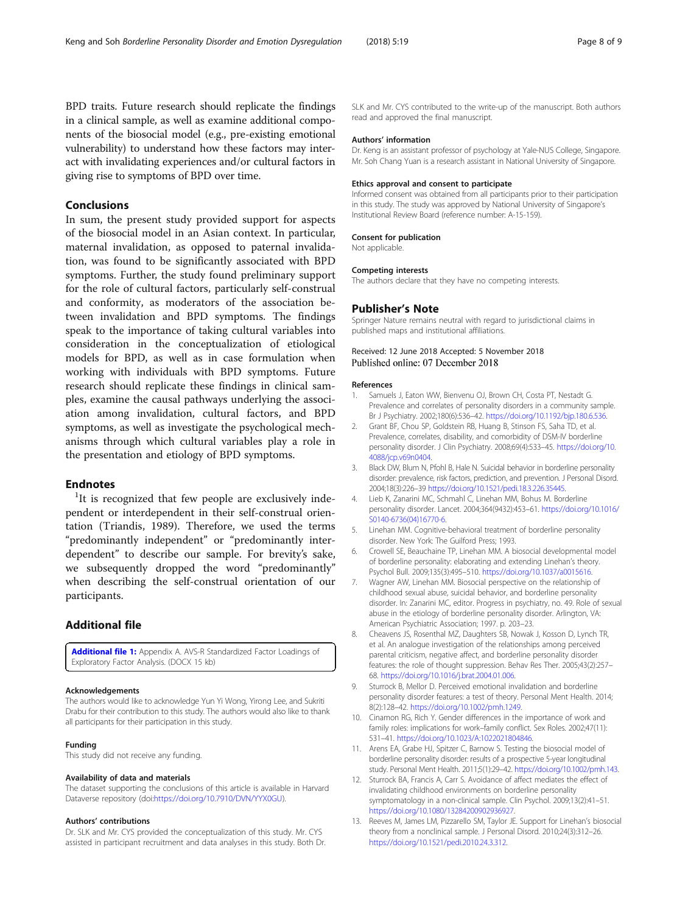BPD traits. Future research should replicate the findings in a clinical sample, as well as examine additional components of the biosocial model (e.g., pre-existing emotional vulnerability) to understand how these factors may interact with invalidating experiences and/or cultural factors in giving rise to symptoms of BPD over time.

## Conclusions

In sum, the present study provided support for aspects of the biosocial model in an Asian context. In particular, maternal invalidation, as opposed to paternal invalidation, was found to be significantly associated with BPD symptoms. Further, the study found preliminary support for the role of cultural factors, particularly self-construal and conformity, as moderators of the association between invalidation and BPD symptoms. The findings speak to the importance of taking cultural variables into consideration in the conceptualization of etiological models for BPD, as well as in case formulation when working with individuals with BPD symptoms. Future research should replicate these findings in clinical samples, examine the causal pathways underlying the association among invalidation, cultural factors, and BPD symptoms, as well as investigate the psychological mechanisms through which cultural variables play a role in the presentation and etiology of BPD symptoms.

## Endnotes

[1]It is recognized that few people are exclusively independent or interdependent in their self-construal orientation (Triandis, 1989). Therefore, we used the terms "predominantly independent" or "predominantly interdependent" to describe our sample. For brevity's sake, we subsequently dropped the word "predominantly" when describing the self-construal orientation of our participants.

## Additional file

**Additional file 1:** Appendix A. AVS-R Standardized Factor Loadings of Exploratory Factor Analysis. (DOCX 15 kb)

#### Acknowledgements

The authors would like to acknowledge Yun Yi Wong, Yirong Lee, and Sukriti Drabu for their contribution to this study. The authors would also like to thank all participants for their participation in this study.

#### Funding

This study did not receive any funding.

#### Availability of data and materials

The dataset supporting the conclusions of this article is available in Harvard Dataverse repository (doi:https://doi.org/10.7910/DVN/YYX0GU).

#### Authors' contributions

Dr. SLK and Mr. CYS provided the conceptualization of this study. Mr. CYS assisted in participant recruitment and data analyses in this study. Both Dr. SLK and Mr. CYS contributed to the write-up of the manuscript. Both authors read and approved the final manuscript.

#### Authors' information

Dr. Keng is an assistant professor of psychology at Yale-NUS College, Singapore. Mr. Soh Chang Yuan is a research assistant in National University of Singapore.

#### Ethics approval and consent to participate

Informed consent was obtained from all participants prior to their participation in this study. The study was approved by National University of Singapore's Institutional Review Board (reference number: A-15-159).

#### Consent for publication

Not applicable.

#### Competing interests

The authors declare that they have no competing interests.

## Publisher's Note

Springer Nature remains neutral with regard to jurisdictional claims in published maps and institutional affiliations.

Received: 12 June 2018 Accepted: 5 November 2018
Published online: 07 December 2018

#### References

1. Samuels J, Eaton WW, Bienvenu OJ, Brown CH, Costa PT, Nestadt G. Prevalence and correlates of personality disorders in a community sample. Br J Psychiatry. 2002;180(6):536–42. https://doi.org/10.1192/bjp.180.6.536.
2. Grant BF, Chou SP, Goldstein RB, Huang B, Stinson FS, Saha TD, et al. Prevalence, correlates, disability, and comorbidity of DSM-IV borderline personality disorder. J Clin Psychiatry. 2008;69(4):533–45. https://doi.org/10.4088/jcp.v69n0404.
3. Black DW, Blum N, Pfohl B, Hale N. Suicidal behavior in borderline personality disorder: prevalence, risk factors, prediction, and prevention. J Personal Disord. 2004;18(3):226–39 https://doi.org/10.1521/pedi.18.3.226.35445.
4. Lieb K, Zanarini MC, Schmahl C, Linehan MM, Bohus M. Borderline personality disorder. Lancet. 2004;364(9432):453–61. https://doi.org/10.1016/S0140-6736(04)16770-6.
5. Linehan MM. Cognitive-behavioral treatment of borderline personality disorder. New York: The Guilford Press; 1993.
6. Crowell SE, Beauchaine TP, Linehan MM. A biosocial developmental model of borderline personality: elaborating and extending Linehan's theory. Psychol Bull. 2009;135(3):495–510. https://doi.org/10.1037/a0015616.
7. Wagner AW, Linehan MM. Biosocial perspective on the relationship of childhood sexual abuse, suicidal behavior, and borderline personality disorder. In: Zanarini MC, editor. Progress in psychiatry, no. 49. Role of sexual abuse in the etiology of borderline personality disorder. Arlington, VA: American Psychiatric Association; 1997. p. 203–23.
8. Cheavens JS, Rosenthal MZ, Daughters SB, Nowak J, Kosson D, Lynch TR, et al. An analogue investigation of the relationships among perceived parental criticism, negative affect, and borderline personality disorder features: the role of thought suppression. Behav Res Ther. 2005;43(2):257–68. https://doi.org/10.1016/j.brat.2004.01.006.
9. Sturrock B, Mellor D. Perceived emotional invalidation and borderline personality disorder features: a test of theory. Personal Ment Health. 2014;8(2):128–42. https://doi.org/10.1002/pmh.1249.
10. Cinamon RG, Rich Y. Gender differences in the importance of work and family roles: implications for work–family conflict. Sex Roles. 2002;47(11):531–41. https://doi.org/10.1023/A:1022021804846.
11. Arens EA, Grabe HJ, Spitzer C, Barnow S. Testing the biosocial model of borderline personality disorder: results of a prospective 5-year longitudinal study. Personal Ment Health. 2011;5(1):29–42. https://doi.org/10.1002/pmh.143.
12. Sturrock BA, Francis A, Carr S. Avoidance of affect mediates the effect of invalidating childhood environments on borderline personality symptomatology in a non-clinical sample. Clin Psychol. 2009;13(2):41–51. https://doi.org/10.1080/13284200902936927.
13. Reeves M, James LM, Pizzarello SM, Taylor JE. Support for Linehan's biosocial theory from a nonclinical sample. J Personal Disord. 2010;24(3):312–26. https://doi.org/10.1521/pedi.2010.24.3.312.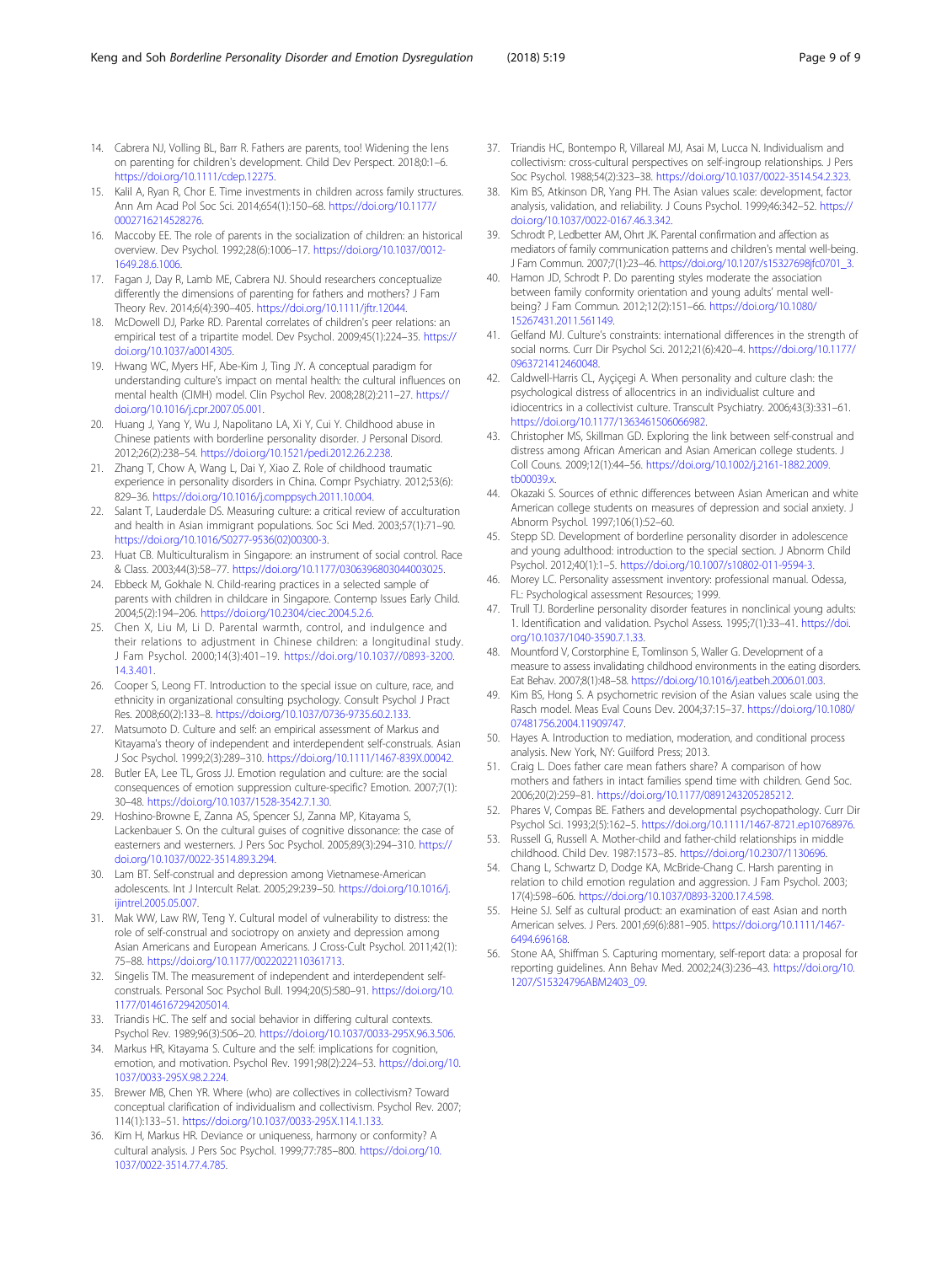14. Cabrera NJ, Volling BL, Barr R. Fathers are parents, too! Widening the lens on parenting for children's development. Child Dev Perspect. 2018;0:1–6. https://doi.org/10.1111/cdep.12275.
15. Kalil A, Ryan R, Chor E. Time investments in children across family structures. Ann Am Acad Pol Soc Sci. 2014;654(1):150–68. https://doi.org/10.1177/0002716214528276.
16. Maccoby EE. The role of parents in the socialization of children: an historical overview. Dev Psychol. 1992;28(6):1006–17. https://doi.org/10.1037/0012-1649.28.6.1006.
17. Fagan J, Day R, Lamb ME, Cabrera NJ. Should researchers conceptualize differently the dimensions of parenting for fathers and mothers? J Fam Theory Rev. 2014;6(4):390–405. https://doi.org/10.1111/jftr.12044.
18. McDowell DJ, Parke RD. Parental correlates of children's peer relations: an empirical test of a tripartite model. Dev Psychol. 2009;45(1):224–35. https://doi.org/10.1037/a0014305.
19. Hwang WC, Myers HF, Abe-Kim J, Ting JY. A conceptual paradigm for understanding culture's impact on mental health: the cultural influences on mental health (CIMH) model. Clin Psychol Rev. 2008;28(2):211–27. https://doi.org/10.1016/j.cpr.2007.05.001.
20. Huang J, Yang Y, Wu J, Napolitano LA, Xi Y, Cui Y. Childhood abuse in Chinese patients with borderline personality disorder. J Personal Disord. 2012;26(2):238–54. https://doi.org/10.1521/pedi.2012.26.2.238.
21. Zhang T, Chow A, Wang L, Dai Y, Xiao Z. Role of childhood traumatic experience in personality disorders in China. Compr Psychiatry. 2012;53(6):829–36. https://doi.org/10.1016/j.comppsych.2011.10.004.
22. Salant T, Lauderdale DS. Measuring culture: a critical review of acculturation and health in Asian immigrant populations. Soc Sci Med. 2003;57(1):71–90. https://doi.org/10.1016/S0277-9536(02)00300-3.
23. Huat CB. Multiculturalism in Singapore: an instrument of social control. Race & Class. 2003;44(3):58–77. https://doi.org/10.1177/0306396803044003025.
24. Ebbeck M, Gokhale N. Child-rearing practices in a selected sample of parents with children in childcare in Singapore. Contemp Issues Early Child. 2004;5(2):194–206. https://doi.org/10.2304/ciec.2004.5.2.6.
25. Chen X, Liu M, Li D. Parental warmth, control, and indulgence and their relations to adjustment in Chinese children: a longitudinal study. J Fam Psychol. 2000;14(3):401–19. https://doi.org/10.1037//0893-3200.14.3.401.
26. Cooper S, Leong FT. Introduction to the special issue on culture, race, and ethnicity in organizational consulting psychology. Consult Psychol J Pract Res. 2008;60(2):133–8. https://doi.org/10.1037/0736-9735.60.2.133.
27. Matsumoto D. Culture and self: an empirical assessment of Markus and Kitayama's theory of independent and interdependent self-construals. Asian J Soc Psychol. 1999;2(3):289–310. https://doi.org/10.1111/1467-839X.00042.
28. Butler EA, Lee TL, Gross JJ. Emotion regulation and culture: are the social consequences of emotion suppression culture-specific? Emotion. 2007;7(1):30–48. https://doi.org/10.1037/1528-3542.7.1.30.
29. Hoshino-Browne E, Zanna AS, Spencer SJ, Zanna MP, Kitayama S, Lackenbauer S. On the cultural guises of cognitive dissonance: the case of easterners and westerners. J Pers Soc Psychol. 2005;89(3):294–310. https://doi.org/10.1037/0022-3514.89.3.294.
30. Lam BT. Self-construal and depression among Vietnamese-American adolescents. Int J Intercult Relat. 2005;29:239–50. https://doi.org/10.1016/j.ijintrel.2005.05.007.
31. Mak WW, Law RW, Teng Y. Cultural model of vulnerability to distress: the role of self-construal and sociotropy on anxiety and depression among Asian Americans and European Americans. J Cross-Cult Psychol. 2011;42(1):75–88. https://doi.org/10.1177/0022022110361713.
32. Singelis TM. The measurement of independent and interdependent self-construals. Personal Soc Psychol Bull. 1994;20(5):580–91. https://doi.org/10.1177/0146167294205014.
33. Triandis HC. The self and social behavior in differing cultural contexts. Psychol Rev. 1989;96(3):506–20. https://doi.org/10.1037/0033-295X.96.3.506.
34. Markus HR, Kitayama S. Culture and the self: implications for cognition, emotion, and motivation. Psychol Rev. 1991;98(2):224–53. https://doi.org/10.1037/0033-295X.98.2.224.
35. Brewer MB, Chen YR. Where (who) are collectives in collectivism? Toward conceptual clarification of individualism and collectivism. Psychol Rev. 2007;114(1):133–51. https://doi.org/10.1037/0033-295X.114.1.133.
36. Kim H, Markus HR. Deviance or uniqueness, harmony or conformity? A cultural analysis. J Pers Soc Psychol. 1999;77:785–800. https://doi.org/10.1037/0022-3514.77.4.785.
37. Triandis HC, Bontempo R, Villareal MJ, Asai M, Lucca N. Individualism and collectivism: cross-cultural perspectives on self-ingroup relationships. J Pers Soc Psychol. 1988;54(2):323–38. https://doi.org/10.1037/0022-3514.54.2.323.
38. Kim BS, Atkinson DR, Yang PH. The Asian values scale: development, factor analysis, validation, and reliability. J Couns Psychol. 1999;46:342–52. https://doi.org/10.1037/0022-0167.46.3.342.
39. Schrodt P, Ledbetter AM, Ohrt JK. Parental confirmation and affection as mediators of family communication patterns and children's mental well-being. J Fam Commun. 2007;7(1):23–46. https://doi.org/10.1207/s15327698jfc0701_3.
40. Hamon JD, Schrodt P. Do parenting styles moderate the association between family conformity orientation and young adults' mental well-being? J Fam Commun. 2012;12(2):151–66. https://doi.org/10.1080/15267431.2011.561149.
41. Gelfand MJ. Culture's constraints: international differences in the strength of social norms. Curr Dir Psychol Sci. 2012;21(6):420–4. https://doi.org/10.1177/0963721412460048.
42. Caldwell-Harris CL, Ayçiçegi A. When personality and culture clash: the psychological distress of allocentrics in an individualist culture and idiocentrics in a collectivist culture. Transcult Psychiatry. 2006;43(3):331–61. https://doi.org/10.1177/1363461506066982.
43. Christopher MS, Skillman GD. Exploring the link between self-construal and distress among African American and Asian American college students. J Coll Couns. 2009;12(1):44–56. https://doi.org/10.1002/j.2161-1882.2009.tb00039.x.
44. Okazaki S. Sources of ethnic differences between Asian American and white American college students on measures of depression and social anxiety. J Abnorm Psychol. 1997;106(1):52–60.
45. Stepp SD. Development of borderline personality disorder in adolescence and young adulthood: introduction to the special section. J Abnorm Child Psychol. 2012;40(1):1–5. https://doi.org/10.1007/s10802-011-9594-3.
46. Morey LC. Personality assessment inventory: professional manual. Odessa, FL: Psychological assessment Resources; 1999.
47. Trull TJ. Borderline personality disorder features in nonclinical young adults: 1. Identification and validation. Psychol Assess. 1995;7(1):33–41. https://doi.org/10.1037/1040-3590.7.1.33.
48. Mountford V, Corstorphine E, Tomlinson S, Waller G. Development of a measure to assess invalidating childhood environments in the eating disorders. Eat Behav. 2007;8(1):48–58. https://doi.org/10.1016/j.eatbeh.2006.01.003.
49. Kim BS, Hong S. A psychometric revision of the Asian values scale using the Rasch model. Meas Eval Couns Dev. 2004;37:15–37. https://doi.org/10.1080/07481756.2004.11909747.
50. Hayes A. Introduction to mediation, moderation, and conditional process analysis. New York, NY: Guilford Press; 2013.
51. Craig L. Does father care mean fathers share? A comparison of how mothers and fathers in intact families spend time with children. Gend Soc. 2006;20(2):259–81. https://doi.org/10.1177/0891243205285212.
52. Phares V, Compas BE. Fathers and developmental psychopathology. Curr Dir Psychol Sci. 1993;2(5):162–5. https://doi.org/10.1111/1467-8721.ep10768976.
53. Russell G, Russell A. Mother-child and father-child relationships in middle childhood. Child Dev. 1987:1573–85. https://doi.org/10.2307/1130696.
54. Chang L, Schwartz D, Dodge KA, McBride-Chang C. Harsh parenting in relation to child emotion regulation and aggression. J Fam Psychol. 2003;17(4):598–606. https://doi.org/10.1037/0893-3200.17.4.598.
55. Heine SJ. Self as cultural product: an examination of east Asian and north American selves. J Pers. 2001;69(6):881–905. https://doi.org/10.1111/1467-6494.696168.
56. Stone AA, Shiffman S. Capturing momentary, self-report data: a proposal for reporting guidelines. Ann Behav Med. 2002;24(3):236–43. https://doi.org/10.1207/S15324796ABM2403_09.